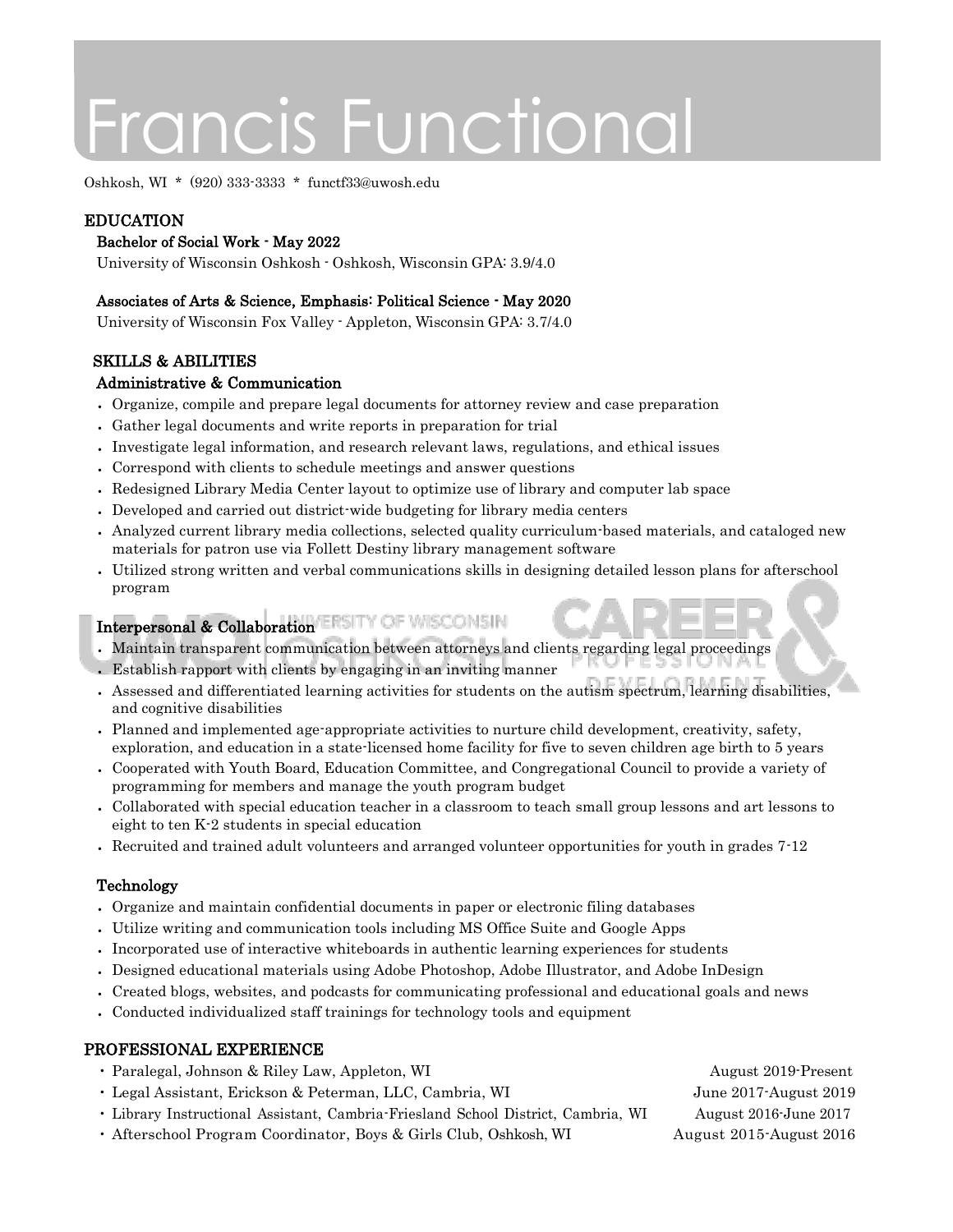# Francis Functional

Oshkosh, WI * (920) 333-3333 * functf33@uwosh.edu

## EDUCATION

**Bachelor of Social Work - May 2022**
University of Wisconsin Oshkosh - Oshkosh, Wisconsin GPA: 3.9/4.0

**Associates of Arts & Science, Emphasis: Political Science - May 2020**
University of Wisconsin Fox Valley - Appleton, Wisconsin GPA: 3.7/4.0

## SKILLS & ABILITIES

### Administrative & Communication

- Organize, compile and prepare legal documents for attorney review and case preparation
- Gather legal documents and write reports in preparation for trial
- Investigate legal information, and research relevant laws, regulations, and ethical issues
- Correspond with clients to schedule meetings and answer questions
- Redesigned Library Media Center layout to optimize use of library and computer lab space
- Developed and carried out district-wide budgeting for library media centers
- Analyzed current library media collections, selected quality curriculum-based materials, and cataloged new materials for patron use via Follett Destiny library management software
- Utilized strong written and verbal communications skills in designing detailed lesson plans for afterschool program

### Interpersonal & Collaboration

- Maintain transparent communication between attorneys and clients regarding legal proceedings
- Establish rapport with clients by engaging in an inviting manner
- Assessed and differentiated learning activities for students on the autism spectrum, learning disabilities, and cognitive disabilities
- Planned and implemented age-appropriate activities to nurture child development, creativity, safety, exploration, and education in a state-licensed home facility for five to seven children age birth to 5 years
- Cooperated with Youth Board, Education Committee, and Congregational Council to provide a variety of programming for members and manage the youth program budget
- Collaborated with special education teacher in a classroom to teach small group lessons and art lessons to eight to ten K-2 students in special education
- Recruited and trained adult volunteers and arranged volunteer opportunities for youth in grades 7-12

### Technology

- Organize and maintain confidential documents in paper or electronic filing databases
- Utilize writing and communication tools including MS Office Suite and Google Apps
- Incorporated use of interactive whiteboards in authentic learning experiences for students
- Designed educational materials using Adobe Photoshop, Adobe Illustrator, and Adobe InDesign
- Created blogs, websites, and podcasts for communicating professional and educational goals and news
- Conducted individualized staff trainings for technology tools and equipment

## PROFESSIONAL EXPERIENCE

- Paralegal, Johnson & Riley Law, Appleton, WI — August 2019-Present
- Legal Assistant, Erickson & Peterman, LLC, Cambria, WI — June 2017-August 2019
- Library Instructional Assistant, Cambria-Friesland School District, Cambria, WI — August 2016-June 2017
- Afterschool Program Coordinator, Boys & Girls Club, Oshkosh, WI — August 2015-August 2016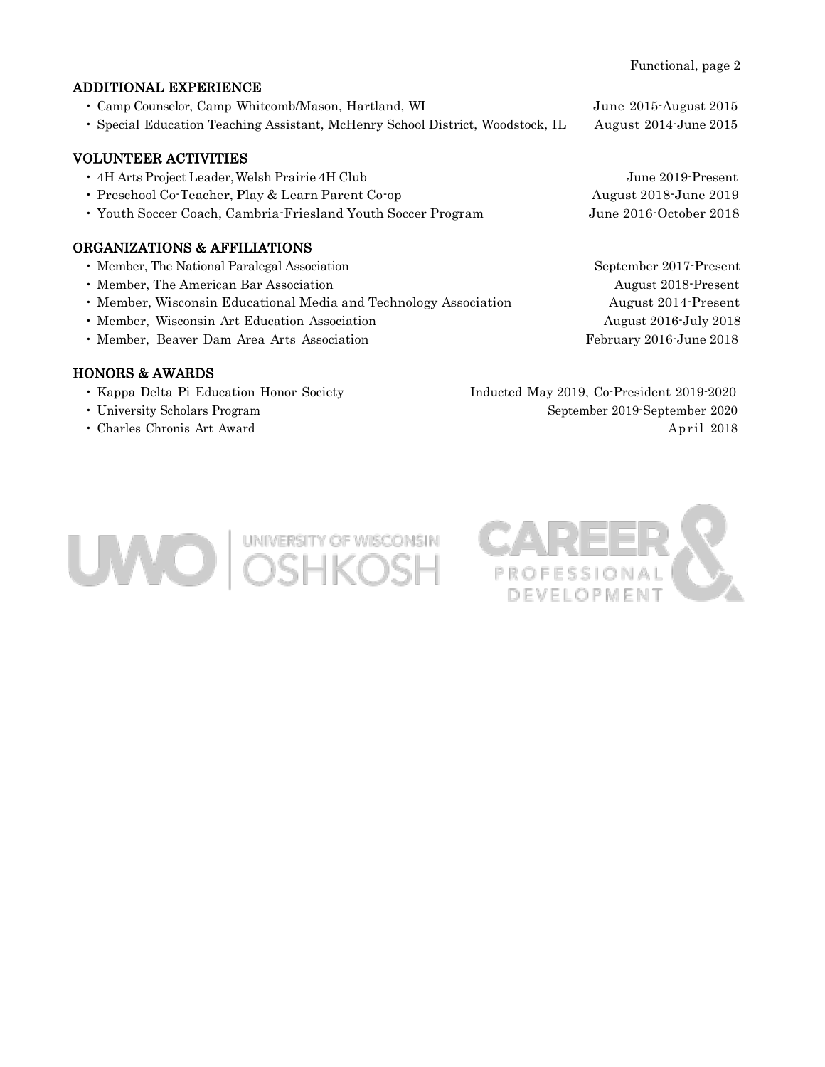## ADDITIONAL EXPERIENCE

- Camp Counselor, Camp Whitcomb/Mason, Hartland, WI — June 2015-August 2015
- Special Education Teaching Assistant, McHenry School District, Woodstock, IL — August 2014-June 2015

## VOLUNTEER ACTIVITIES

- 4H Arts Project Leader, Welsh Prairie 4H Club — June 2019-Present
- Preschool Co-Teacher, Play & Learn Parent Co-op — August 2018-June 2019
- Youth Soccer Coach, Cambria-Friesland Youth Soccer Program — June 2016-October 2018

## ORGANIZATIONS & AFFILIATIONS

- Member, The National Paralegal Association — September 2017-Present
- Member, The American Bar Association — August 2018-Present
- Member, Wisconsin Educational Media and Technology Association — August 2014-Present
- Member, Wisconsin Art Education Association — August 2016-July 2018
- Member, Beaver Dam Area Arts Association — February 2016-June 2018

## HONORS & AWARDS

- Kappa Delta Pi Education Honor Society — Inducted May 2019, Co-President 2019-2020
- University Scholars Program — September 2019-September 2020
- Charles Chronis Art Award — April 2018

UWO | UNIVERSITY OF WISCONSIN OSHKOSH

CAREER & PROFESSIONAL DEVELOPMENT